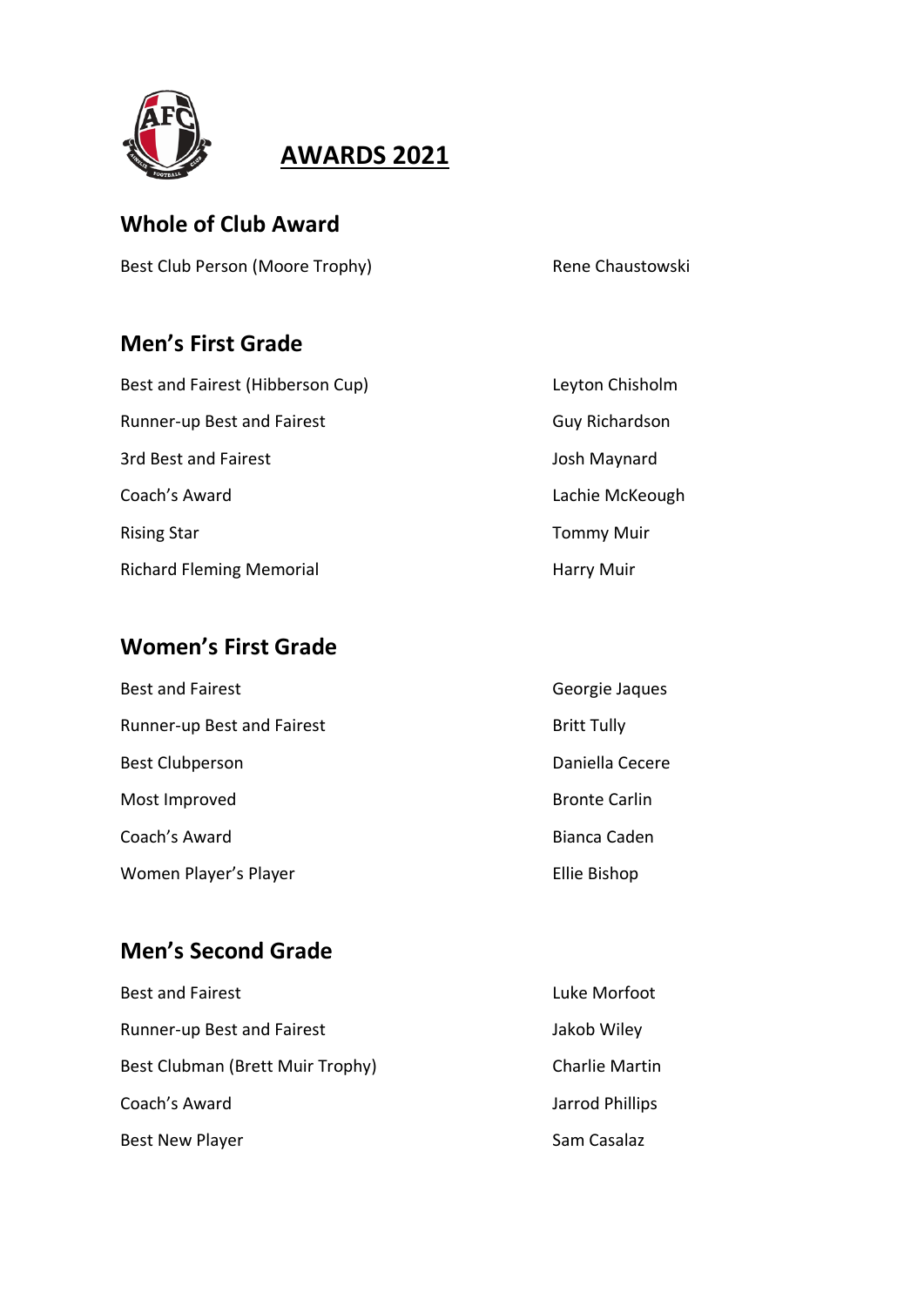# AWARDS 2021

## Whole of Club Award

| | |
|---|---|
| Best Club Person (Moore Trophy) | Rene Chaustowski |

## Men's First Grade

| | |
|---|---|
| Best and Fairest (Hibberson Cup) | Leyton Chisholm |
| Runner-up Best and Fairest | Guy Richardson |
| 3rd Best and Fairest | Josh Maynard |
| Coach's Award | Lachie McKeough |
| Rising Star | Tommy Muir |
| Richard Fleming Memorial | Harry Muir |

## Women's First Grade

| | |
|---|---|
| Best and Fairest | Georgie Jaques |
| Runner-up Best and Fairest | Britt Tully |
| Best Clubperson | Daniella Cecere |
| Most Improved | Bronte Carlin |
| Coach's Award | Bianca Caden |
| Women Player's Player | Ellie Bishop |

## Men's Second Grade

| | |
|---|---|
| Best and Fairest | Luke Morfoot |
| Runner-up Best and Fairest | Jakob Wiley |
| Best Clubman (Brett Muir Trophy) | Charlie Martin |
| Coach's Award | Jarrod Phillips |
| Best New Player | Sam Casalaz |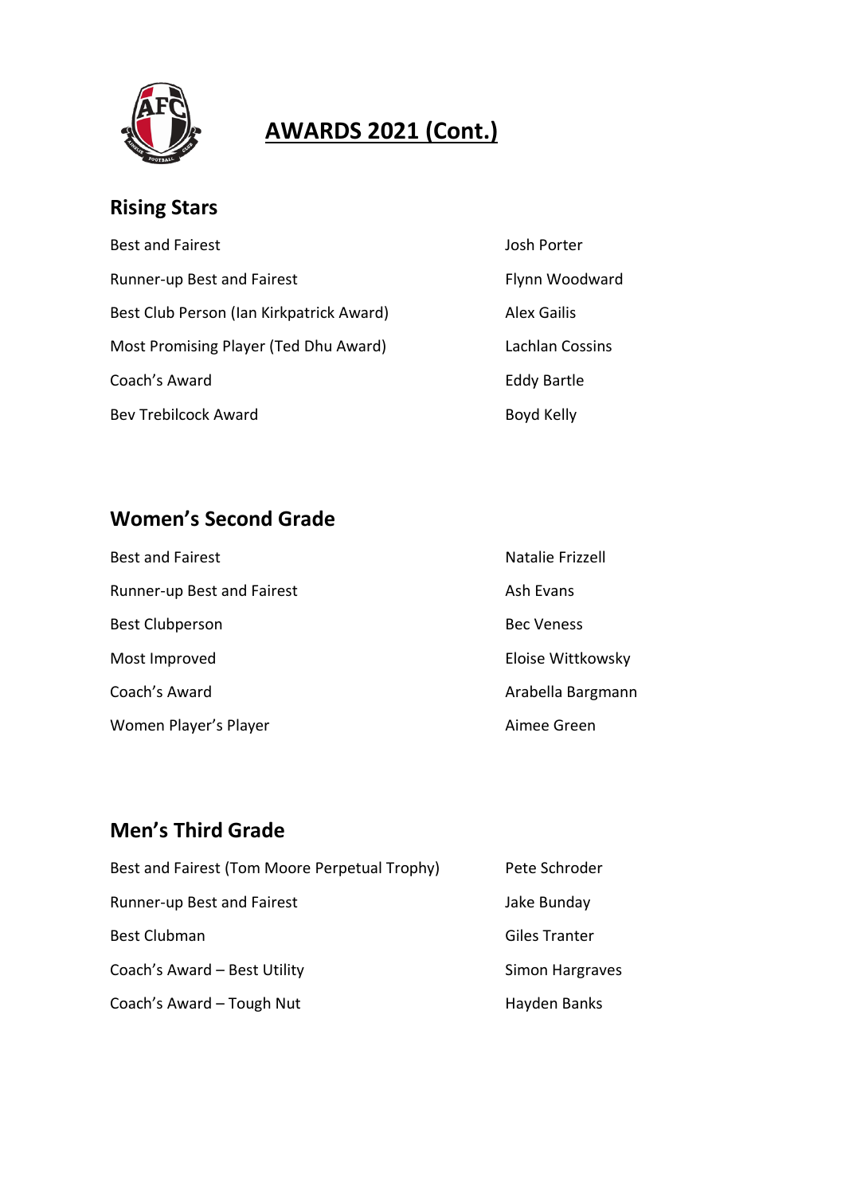# AWARDS 2021 (Cont.)

## Rising Stars

| | |
|---|---|
| Best and Fairest | Josh Porter |
| Runner-up Best and Fairest | Flynn Woodward |
| Best Club Person (Ian Kirkpatrick Award) | Alex Gailis |
| Most Promising Player (Ted Dhu Award) | Lachlan Cossins |
| Coach's Award | Eddy Bartle |
| Bev Trebilcock Award | Boyd Kelly |

## Women's Second Grade

| | |
|---|---|
| Best and Fairest | Natalie Frizzell |
| Runner-up Best and Fairest | Ash Evans |
| Best Clubperson | Bec Veness |
| Most Improved | Eloise Wittkowsky |
| Coach's Award | Arabella Bargmann |
| Women Player's Player | Aimee Green |

## Men's Third Grade

| | |
|---|---|
| Best and Fairest (Tom Moore Perpetual Trophy) | Pete Schroder |
| Runner-up Best and Fairest | Jake Bunday |
| Best Clubman | Giles Tranter |
| Coach's Award – Best Utility | Simon Hargraves |
| Coach's Award – Tough Nut | Hayden Banks |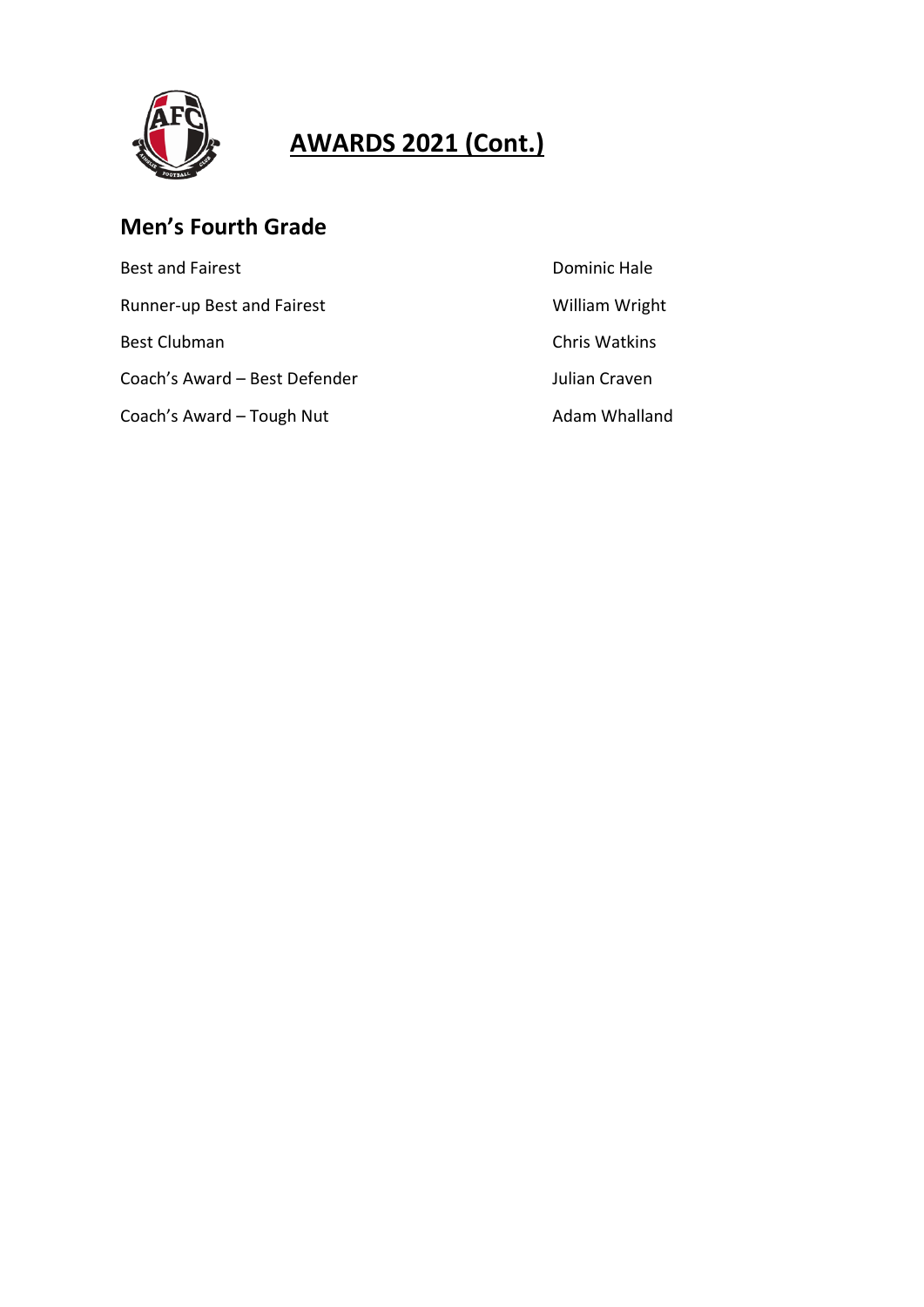# AWARDS 2021 (Cont.)

## Men's Fourth Grade

| | |
|---|---|
| Best and Fairest | Dominic Hale |
| Runner-up Best and Fairest | William Wright |
| Best Clubman | Chris Watkins |
| Coach's Award – Best Defender | Julian Craven |
| Coach's Award – Tough Nut | Adam Whalland |